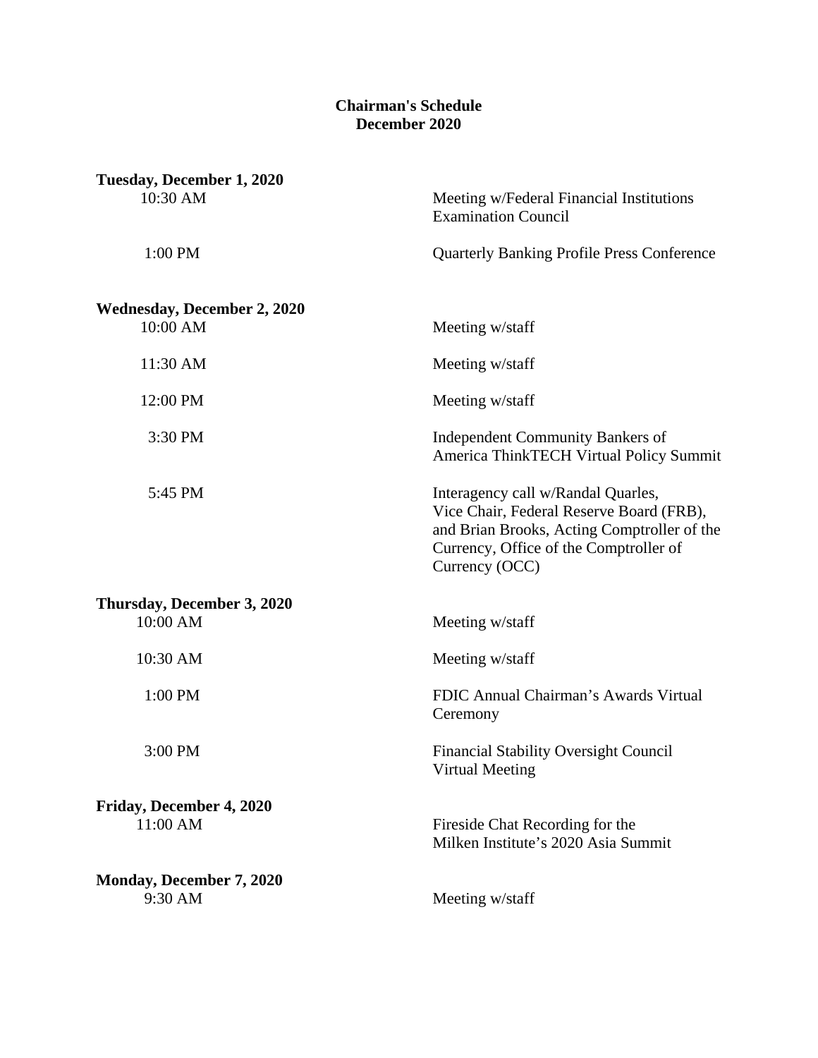# Chairman's Schedule
# December 2020

**Tuesday, December 1, 2020**

| | |
|---|---|
| 10:30 AM | Meeting w/Federal Financial Institutions Examination Council |
| 1:00 PM | Quarterly Banking Profile Press Conference |

**Wednesday, December 2, 2020**

| | |
|---|---|
| 10:00 AM | Meeting w/staff |
| 11:30 AM | Meeting w/staff |
| 12:00 PM | Meeting w/staff |
| 3:30 PM | Independent Community Bankers of America ThinkTECH Virtual Policy Summit |
| 5:45 PM | Interagency call w/Randal Quarles, Vice Chair, Federal Reserve Board (FRB), and Brian Brooks, Acting Comptroller of the Currency, Office of the Comptroller of Currency (OCC) |

**Thursday, December 3, 2020**

| | |
|---|---|
| 10:00 AM | Meeting w/staff |
| 10:30 AM | Meeting w/staff |
| 1:00 PM | FDIC Annual Chairman's Awards Virtual Ceremony |
| 3:00 PM | Financial Stability Oversight Council Virtual Meeting |

**Friday, December 4, 2020**

| | |
|---|---|
| 11:00 AM | Fireside Chat Recording for the Milken Institute's 2020 Asia Summit |

**Monday, December 7, 2020**

| | |
|---|---|
| 9:30 AM | Meeting w/staff |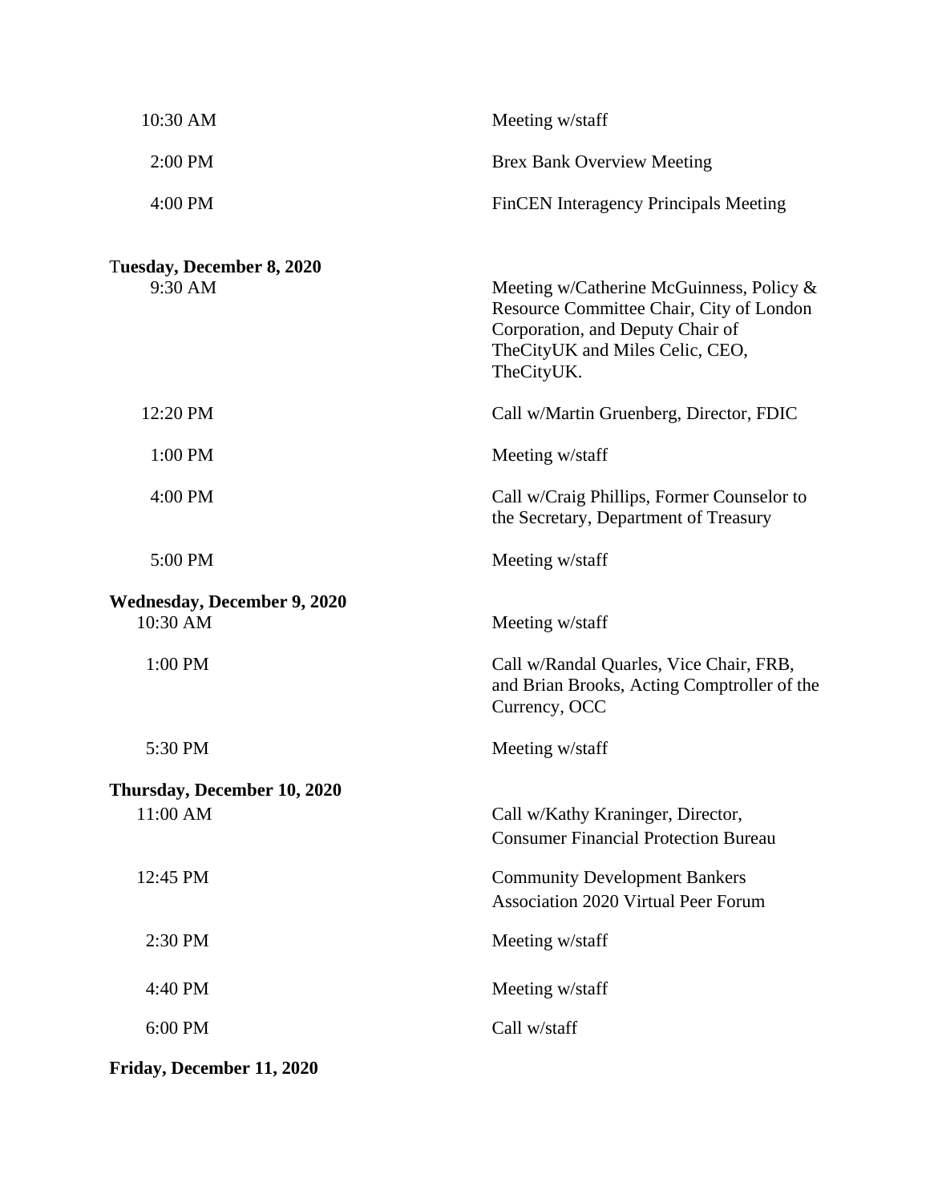| | |
|---|---|
| 10:30 AM | Meeting w/staff |
| 2:00 PM | Brex Bank Overview Meeting |
| 4:00 PM | FinCEN Interagency Principals Meeting |

**Tuesday, December 8, 2020**

| | |
|---|---|
| 9:30 AM | Meeting w/Catherine McGuinness, Policy & Resource Committee Chair, City of London Corporation, and Deputy Chair of TheCityUK and Miles Celic, CEO, TheCityUK. |
| 12:20 PM | Call w/Martin Gruenberg, Director, FDIC |
| 1:00 PM | Meeting w/staff |
| 4:00 PM | Call w/Craig Phillips, Former Counselor to the Secretary, Department of Treasury |
| 5:00 PM | Meeting w/staff |

**Wednesday, December 9, 2020**

| | |
|---|---|
| 10:30 AM | Meeting w/staff |
| 1:00 PM | Call w/Randal Quarles, Vice Chair, FRB, and Brian Brooks, Acting Comptroller of the Currency, OCC |
| 5:30 PM | Meeting w/staff |

**Thursday, December 10, 2020**

| | |
|---|---|
| 11:00 AM | Call w/Kathy Kraninger, Director, Consumer Financial Protection Bureau |
| 12:45 PM | Community Development Bankers Association 2020 Virtual Peer Forum |
| 2:30 PM | Meeting w/staff |
| 4:40 PM | Meeting w/staff |
| 6:00 PM | Call w/staff |

**Friday, December 11, 2020**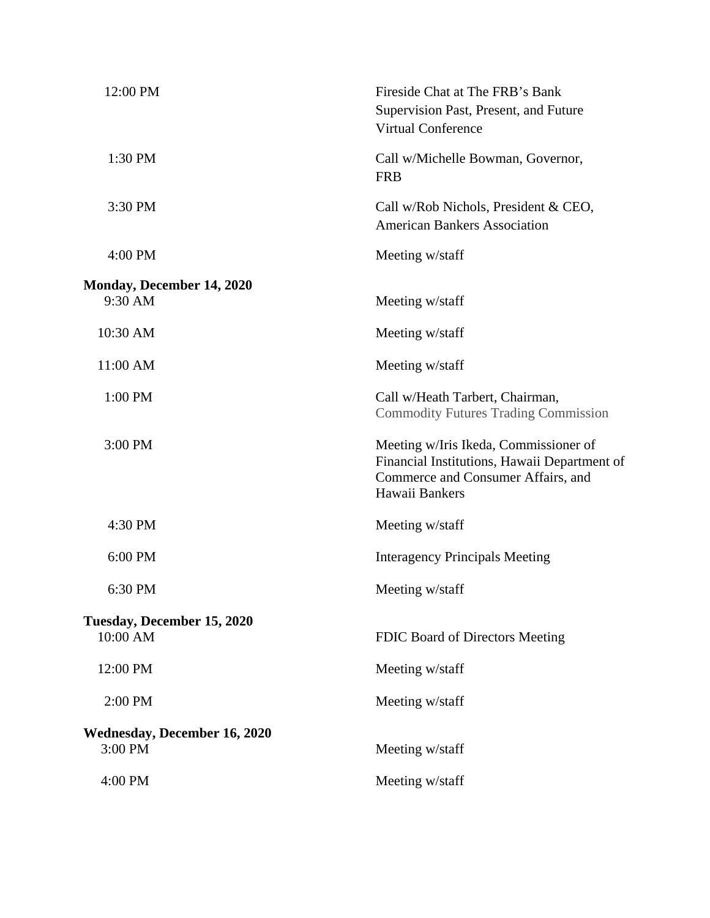| | |
|---|---|
| 12:00 PM | Fireside Chat at The FRB's Bank Supervision Past, Present, and Future Virtual Conference |
| 1:30 PM | Call w/Michelle Bowman, Governor, FRB |
| 3:30 PM | Call w/Rob Nichols, President & CEO, American Bankers Association |
| 4:00 PM | Meeting w/staff |

**Monday, December 14, 2020**

| | |
|---|---|
| 9:30 AM | Meeting w/staff |
| 10:30 AM | Meeting w/staff |
| 11:00 AM | Meeting w/staff |
| 1:00 PM | Call w/Heath Tarbert, Chairman, Commodity Futures Trading Commission |
| 3:00 PM | Meeting w/Iris Ikeda, Commissioner of Financial Institutions, Hawaii Department of Commerce and Consumer Affairs, and Hawaii Bankers |
| 4:30 PM | Meeting w/staff |
| 6:00 PM | Interagency Principals Meeting |
| 6:30 PM | Meeting w/staff |

**Tuesday, December 15, 2020**

| | |
|---|---|
| 10:00 AM | FDIC Board of Directors Meeting |
| 12:00 PM | Meeting w/staff |
| 2:00 PM | Meeting w/staff |

**Wednesday, December 16, 2020**

| | |
|---|---|
| 3:00 PM | Meeting w/staff |
| 4:00 PM | Meeting w/staff |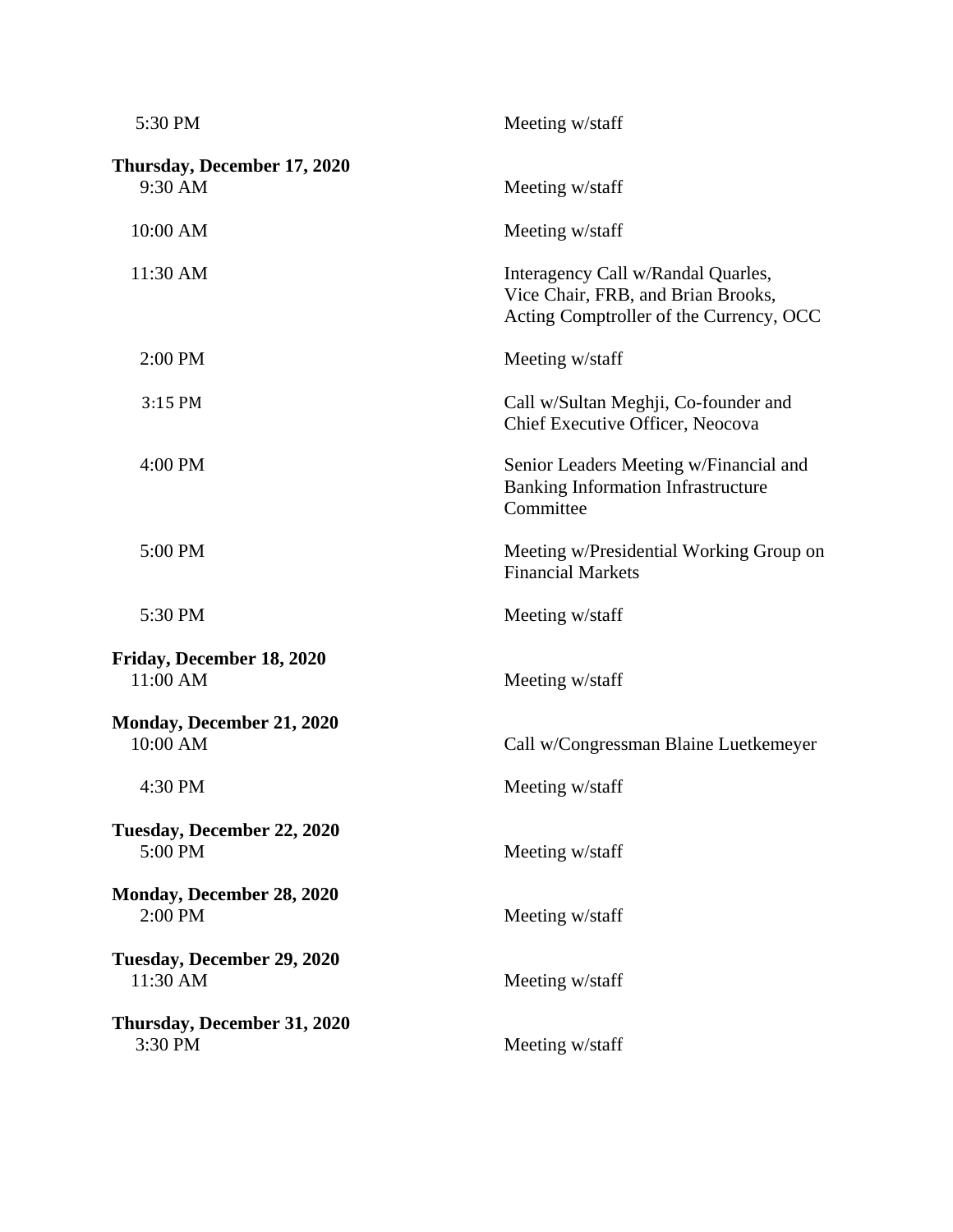| | |
|---|---|
| 5:30 PM | Meeting w/staff |
| **Thursday, December 17, 2020** | |
| 9:30 AM | Meeting w/staff |
| 10:00 AM | Meeting w/staff |
| 11:30 AM | Interagency Call w/Randal Quarles, Vice Chair, FRB, and Brian Brooks, Acting Comptroller of the Currency, OCC |
| 2:00 PM | Meeting w/staff |
| 3:15 PM | Call w/Sultan Meghji, Co-founder and Chief Executive Officer, Neocova |
| 4:00 PM | Senior Leaders Meeting w/Financial and Banking Information Infrastructure Committee |
| 5:00 PM | Meeting w/Presidential Working Group on Financial Markets |
| 5:30 PM | Meeting w/staff |
| **Friday, December 18, 2020** | |
| 11:00 AM | Meeting w/staff |
| **Monday, December 21, 2020** | |
| 10:00 AM | Call w/Congressman Blaine Luetkemeyer |
| 4:30 PM | Meeting w/staff |
| **Tuesday, December 22, 2020** | |
| 5:00 PM | Meeting w/staff |
| **Monday, December 28, 2020** | |
| 2:00 PM | Meeting w/staff |
| **Tuesday, December 29, 2020** | |
| 11:30 AM | Meeting w/staff |
| **Thursday, December 31, 2020** | |
| 3:30 PM | Meeting w/staff |